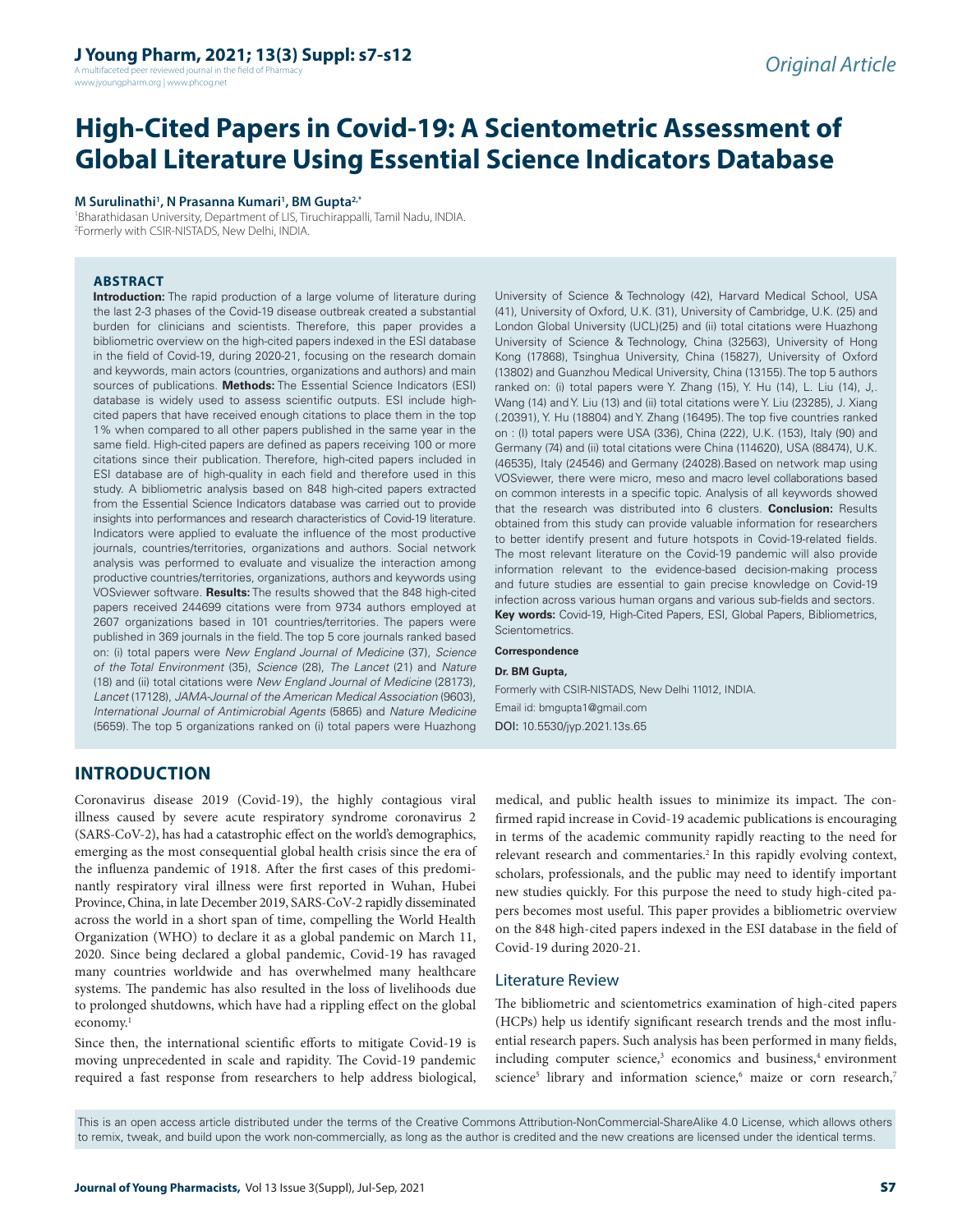# High-Cited Papers in Covid-19: A Scientometric Assessment of Global Literature Using Essential Science Indicators Database

**M Surulinathi[1], N Prasanna Kumari[1], BM Gupta[2,*]**

[1]Bharathidasan University, Department of LIS, Tiruchirappalli, Tamil Nadu, INDIA.
[2]Formerly with CSIR-NISTADS, New Delhi, INDIA.

## ABSTRACT

**Introduction:** The rapid production of a large volume of literature during the last 2-3 phases of the Covid-19 disease outbreak created a substantial burden for clinicians and scientists. Therefore, this paper provides a bibliometric overview on the high-cited papers indexed in the ESI database in the field of Covid-19, during 2020-21, focusing on the research domain and keywords, main actors (countries, organizations and authors) and main sources of publications. **Methods:** The Essential Science Indicators (ESI) database is widely used to assess scientific outputs. ESI include high-cited papers that have received enough citations to place them in the top 1% when compared to all other papers published in the same year in the same field. High-cited papers are defined as papers receiving 100 or more citations since their publication. Therefore, high-cited papers included in ESI database are of high-quality in each field and therefore used in this study. A bibliometric analysis based on 848 high-cited papers extracted from the Essential Science Indicators database was carried out to provide insights into performances and research characteristics of Covid-19 literature. Indicators were applied to evaluate the influence of the most productive journals, countries/territories, organizations and authors. Social network analysis was performed to evaluate and visualize the interaction among productive countries/territories, organizations, authors and keywords using VOSviewer software. **Results:** The results showed that the 848 high-cited papers received 244699 citations were from 9734 authors employed at 2607 organizations based in 101 countries/territories. The papers were published in 369 journals in the field. The top 5 core journals ranked based on: (i) total papers were *New England Journal of Medicine* (37), *Science of the Total Environment* (35), *Science* (28), *The Lancet* (21) and *Nature* (18) and (ii) total citations were *New England Journal of Medicine* (28173), *Lancet* (17128), *JAMA-Journal of the American Medical Association* (9603), *International Journal of Antimicrobial Agents* (5865) and *Nature Medicine* (5659). The top 5 organizations ranked on (i) total papers were Huazhong University of Science & Technology (42), Harvard Medical School, USA (41), University of Oxford, U.K. (31), University of Cambridge, U.K. (25) and London Global University (UCL)(25) and (ii) total citations were Huazhong University of Science & Technology, China (32563), University of Hong Kong (17868), Tsinghua University, China (15827), University of Oxford (13802) and Guanzhou Medical University, China (13155). The top 5 authors ranked on: (i) total papers were Y. Zhang (15), Y. Hu (14), L. Liu (14), J,. Wang (14) and Y. Liu (13) and (ii) total citations were Y. Liu (23285), J. Xiang (.20391), Y. Hu (18804) and Y. Zhang (16495). The top five countries ranked on : (I) total papers were USA (336), China (222), U.K. (153), Italy (90) and Germany (74) and (ii) total citations were China (114620), USA (88474), U.K. (46535), Italy (24546) and Germany (24028).Based on network map using VOSviewer, there were micro, meso and macro level collaborations based on common interests in a specific topic. Analysis of all keywords showed that the research was distributed into 6 clusters. **Conclusion:** Results obtained from this study can provide valuable information for researchers to better identify present and future hotspots in Covid-19-related fields. The most relevant literature on the Covid-19 pandemic will also provide information relevant to the evidence-based decision-making process and future studies are essential to gain precise knowledge on Covid-19 infection across various human organs and various sub-fields and sectors.

**Key words:** Covid-19, High-Cited Papers, ESI, Global Papers, Bibliometrics, Scientometrics.

**Correspondence**

**Dr. BM Gupta,**

Formerly with CSIR-NISTADS, New Delhi 11012, INDIA.

Email id: bmgupta1@gmail.com

DOI: 10.5530/jyp.2021.13s.65

## INTRODUCTION

Coronavirus disease 2019 (Covid-19), the highly contagious viral illness caused by severe acute respiratory syndrome coronavirus 2 (SARS-CoV-2), has had a catastrophic effect on the world's demographics, emerging as the most consequential global health crisis since the era of the influenza pandemic of 1918. After the first cases of this predominantly respiratory viral illness were first reported in Wuhan, Hubei Province, China, in late December 2019, SARS-CoV-2 rapidly disseminated across the world in a short span of time, compelling the World Health Organization (WHO) to declare it as a global pandemic on March 11, 2020. Since being declared a global pandemic, Covid-19 has ravaged many countries worldwide and has overwhelmed many healthcare systems. The pandemic has also resulted in the loss of livelihoods due to prolonged shutdowns, which have had a rippling effect on the global economy.[1]

Since then, the international scientific efforts to mitigate Covid-19 is moving unprecedented in scale and rapidity. The Covid-19 pandemic required a fast response from researchers to help address biological, medical, and public health issues to minimize its impact. The confirmed rapid increase in Covid-19 academic publications is encouraging in terms of the academic community rapidly reacting to the need for relevant research and commentaries.[2] In this rapidly evolving context, scholars, professionals, and the public may need to identify important new studies quickly. For this purpose the need to study high-cited papers becomes most useful. This paper provides a bibliometric overview on the 848 high-cited papers indexed in the ESI database in the field of Covid-19 during 2020-21.

### Literature Review

The bibliometric and scientometrics examination of high-cited papers (HCPs) help us identify significant research trends and the most influential research papers. Such analysis has been performed in many fields, including computer science,[3] economics and business,[4] environment science[5] library and information science,[6] maize or corn research,[7]

This is an open access article distributed under the terms of the Creative Commons Attribution-NonCommercial-ShareAlike 4.0 License, which allows others to remix, tweak, and build upon the work non-commercially, as long as the author is credited and the new creations are licensed under the identical terms.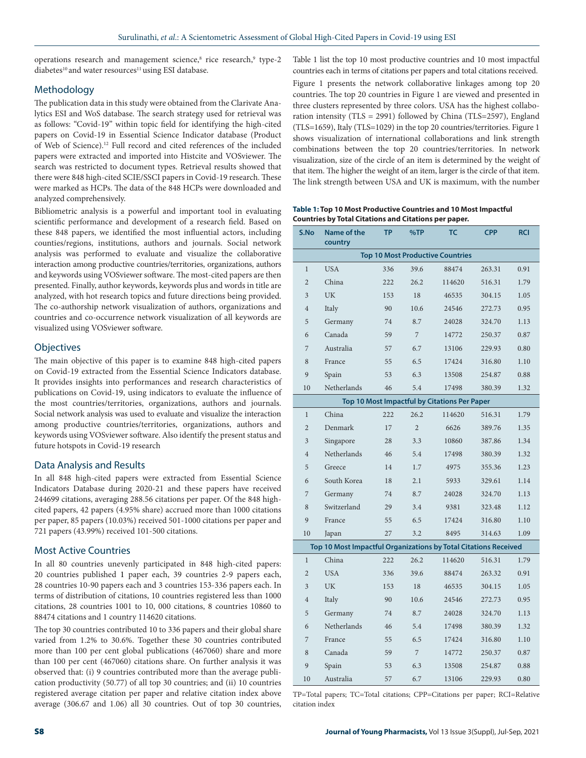operations research and management science,[8] rice research,[9] type-2 diabetes[10] and water resources[11] using ESI database.

## Methodology

The publication data in this study were obtained from the Clarivate Analytics ESI and WoS database. The search strategy used for retrieval was as follows: "Covid-19" within topic field for identifying the high-cited papers on Covid-19 in Essential Science Indicator database (Product of Web of Science).[12] Full record and cited references of the included papers were extracted and imported into Histcite and VOSviewer. The search was restricted to document types. Retrieval results showed that there were 848 high-cited SCIE/SSCI papers in Covid-19 research. These were marked as HCPs. The data of the 848 HCPs were downloaded and analyzed comprehensively.

Bibliometric analysis is a powerful and important tool in evaluating scientific performance and development of a research field. Based on these 848 papers, we identified the most influential actors, including counies/regions, institutions, authors and journals. Social network analysis was performed to evaluate and visualize the collaborative interaction among productive countries/territories, organizations, authors and keywords using VOSviewer software. The most-cited papers are then presented. Finally, author keywords, keywords plus and words in title are analyzed, with hot research topics and future directions being provided. The co-authorship network visualization of authors, organizations and countries and co-occurrence network visualization of all keywords are visualized using VOSviewer software.

## Objectives

The main objective of this paper is to examine 848 high-cited papers on Covid-19 extracted from the Essential Science Indicators database. It provides insights into performances and research characteristics of publications on Covid-19, using indicators to evaluate the influence of the most countries/territories, organizations, authors and journals. Social network analysis was used to evaluate and visualize the interaction among productive countries/territories, organizations, authors and keywords using VOSviewer software. Also identify the present status and future hotspots in Covid-19 research

## Data Analysis and Results

In all 848 high-cited papers were extracted from Essential Science Indicators Database during 2020-21 and these papers have received 244699 citations, averaging 288.56 citations per paper. Of the 848 high-cited papers, 42 papers (4.95% share) accrued more than 1000 citations per paper, 85 papers (10.03%) received 501-1000 citations per paper and 721 papers (43.99%) received 101-500 citations.

## Most Active Countries

In all 80 countries unevenly participated in 848 high-cited papers: 20 countries published 1 paper each, 39 countries 2-9 papers each, 28 countries 10-90 papers each and 3 countries 153-336 papers each. In terms of distribution of citations, 10 countries registered less than 1000 citations, 28 countries 1001 to 10, 000 citations, 8 countries 10860 to 88474 citations and 1 country 114620 citations.

The top 30 countries contributed 10 to 336 papers and their global share varied from 1.2% to 30.6%. Together these 30 countries contributed more than 100 per cent global publications (467060) share and more than 100 per cent (467060) citations share. On further analysis it was observed that: (i) 9 countries contributed more than the average publication productivity (50.77) of all top 30 countries; and (ii) 10 countries registered average citation per paper and relative citation index above average (306.67 and 1.06) all 30 countries. Out of top 30 countries, Table 1 list the top 10 most productive countries and 10 most impactful countries each in terms of citations per papers and total citations received.

Figure 1 presents the network collaborative linkages among top 20 countries. The top 20 countries in Figure 1 are viewed and presented in three clusters represented by three colors. USA has the highest collaboration intensity (TLS = 2991) followed by China (TLS=2597), England (TLS=1659), Italy (TLS=1029) in the top 20 countries/territories. Figure 1 shows visualization of international collaborations and link strength combinations between the top 20 countries/territories. In network visualization, size of the circle of an item is determined by the weight of that item. The higher the weight of an item, larger is the circle of that item. The link strength between USA and UK is maximum, with the number

**Table 1: Top 10 Most Productive Countries and 10 Most Impactful Countries by Total Citations and Citations per paper.**

| S.No | Name of the country | TP | %TP | TC | CPP | RCI |
|---|---|---|---|---|---|---|
| **Top 10 Most Productive Countries** | | | | | | |
| 1 | USA | 336 | 39.6 | 88474 | 263.31 | 0.91 |
| 2 | China | 222 | 26.2 | 114620 | 516.31 | 1.79 |
| 3 | UK | 153 | 18 | 46535 | 304.15 | 1.05 |
| 4 | Italy | 90 | 10.6 | 24546 | 272.73 | 0.95 |
| 5 | Germany | 74 | 8.7 | 24028 | 324.70 | 1.13 |
| 6 | Canada | 59 | 7 | 14772 | 250.37 | 0.87 |
| 7 | Australia | 57 | 6.7 | 13106 | 229.93 | 0.80 |
| 8 | France | 55 | 6.5 | 17424 | 316.80 | 1.10 |
| 9 | Spain | 53 | 6.3 | 13508 | 254.87 | 0.88 |
| 10 | Netherlands | 46 | 5.4 | 17498 | 380.39 | 1.32 |
| **Top 10 Most Impactful by Citations Per Paper** | | | | | | |
| 1 | China | 222 | 26.2 | 114620 | 516.31 | 1.79 |
| 2 | Denmark | 17 | 2 | 6626 | 389.76 | 1.35 |
| 3 | Singapore | 28 | 3.3 | 10860 | 387.86 | 1.34 |
| 4 | Netherlands | 46 | 5.4 | 17498 | 380.39 | 1.32 |
| 5 | Greece | 14 | 1.7 | 4975 | 355.36 | 1.23 |
| 6 | South Korea | 18 | 2.1 | 5933 | 329.61 | 1.14 |
| 7 | Germany | 74 | 8.7 | 24028 | 324.70 | 1.13 |
| 8 | Switzerland | 29 | 3.4 | 9381 | 323.48 | 1.12 |
| 9 | France | 55 | 6.5 | 17424 | 316.80 | 1.10 |
| 10 | Japan | 27 | 3.2 | 8495 | 314.63 | 1.09 |
| **Top 10 Most Impactful Organizations by Total Citations Received** | | | | | | |
| 1 | China | 222 | 26.2 | 114620 | 516.31 | 1.79 |
| 2 | USA | 336 | 39.6 | 88474 | 263.32 | 0.91 |
| 3 | UK | 153 | 18 | 46535 | 304.15 | 1.05 |
| 4 | Italy | 90 | 10.6 | 24546 | 272.73 | 0.95 |
| 5 | Germany | 74 | 8.7 | 24028 | 324.70 | 1.13 |
| 6 | Netherlands | 46 | 5.4 | 17498 | 380.39 | 1.32 |
| 7 | France | 55 | 6.5 | 17424 | 316.80 | 1.10 |
| 8 | Canada | 59 | 7 | 14772 | 250.37 | 0.87 |
| 9 | Spain | 53 | 6.3 | 13508 | 254.87 | 0.88 |
| 10 | Australia | 57 | 6.7 | 13106 | 229.93 | 0.80 |

TP=Total papers; TC=Total citations; CPP=Citations per paper; RCI=Relative citation index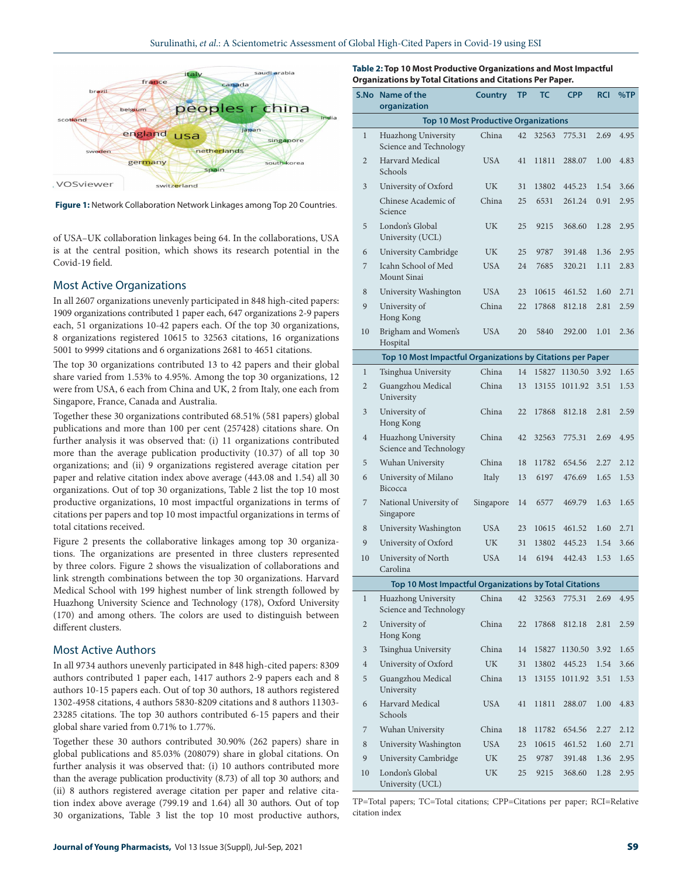Figure 1: Network Collaboration Network Linkages among Top 20 Countries.

of USA–UK collaboration linkages being 64. In the collaborations, USA is at the central position, which shows its research potential in the Covid-19 field.

## Most Active Organizations

In all 2607 organizations unevenly participated in 848 high-cited papers: 1909 organizations contributed 1 paper each, 647 organizations 2-9 papers each, 51 organizations 10-42 papers each. Of the top 30 organizations, 8 organizations registered 10615 to 32563 citations, 16 organizations 5001 to 9999 citations and 6 organizations 2681 to 4651 citations.

The top 30 organizations contributed 13 to 42 papers and their global share varied from 1.53% to 4.95%. Among the top 30 organizations, 12 were from USA, 6 each from China and UK, 2 from Italy, one each from Singapore, France, Canada and Australia.

Together these 30 organizations contributed 68.51% (581 papers) global publications and more than 100 per cent (257428) citations share. On further analysis it was observed that: (i) 11 organizations contributed more than the average publication productivity (10.37) of all top 30 organizations; and (ii) 9 organizations registered average citation per paper and relative citation index above average (443.08 and 1.54) all 30 organizations. Out of top 30 organizations, Table 2 list the top 10 most productive organizations, 10 most impactful organizations in terms of citations per papers and top 10 most impactful organizations in terms of total citations received.

Figure 2 presents the collaborative linkages among top 30 organizations. The organizations are presented in three clusters represented by three colors. Figure 2 shows the visualization of collaborations and link strength combinations between the top 30 organizations. Harvard Medical School with 199 highest number of link strength followed by Huazhong University Science and Technology (178), Oxford University (170) and among others. The colors are used to distinguish between different clusters.

## Most Active Authors

In all 9734 authors unevenly participated in 848 high-cited papers: 8309 authors contributed 1 paper each, 1417 authors 2-9 papers each and 8 authors 10-15 papers each. Out of top 30 authors, 18 authors registered 1302-4958 citations, 4 authors 5830-8209 citations and 8 authors 11303-23285 citations. The top 30 authors contributed 6-15 papers and their global share varied from 0.71% to 1.77%.

Together these 30 authors contributed 30.90% (262 papers) share in global publications and 85.03% (208079) share in global citations. On further analysis it was observed that: (i) 10 authors contributed more than the average publication productivity (8.73) of all top 30 authors; and (ii) 8 authors registered average citation per paper and relative citation index above average (799.19 and 1.64) all 30 authors. Out of top 30 organizations, Table 3 list the top 10 most productive authors,

**Table 2: Top 10 Most Productive Organizations and Most Impactful Organizations by Total Citations and Citations Per Paper.**

| S.No | Name of the organization | Country | TP | TC | CPP | RCI | %TP |
|---|---|---|---|---|---|---|---|
| | **Top 10 Most Productive Organizations** | | | | | | |
| 1 | Huazhong University Science and Technology | China | 42 | 32563 | 775.31 | 2.69 | 4.95 |
| 2 | Harvard Medical Schools | USA | 41 | 11811 | 288.07 | 1.00 | 4.83 |
| 3 | University of Oxford | UK | 31 | 13802 | 445.23 | 1.54 | 3.66 |
| | Chinese Academic of Science | China | 25 | 6531 | 261.24 | 0.91 | 2.95 |
| 5 | London's Global University (UCL) | UK | 25 | 9215 | 368.60 | 1.28 | 2.95 |
| 6 | University Cambridge | UK | 25 | 9787 | 391.48 | 1.36 | 2.95 |
| 7 | Icahn School of Med Mount Sinai | USA | 24 | 7685 | 320.21 | 1.11 | 2.83 |
| 8 | University Washington | USA | 23 | 10615 | 461.52 | 1.60 | 2.71 |
| 9 | University of Hong Kong | China | 22 | 17868 | 812.18 | 2.81 | 2.59 |
| 10 | Brigham and Women's Hospital | USA | 20 | 5840 | 292.00 | 1.01 | 2.36 |
| | **Top 10 Most Impactful Organizations by Citations per Paper** | | | | | | |
| 1 | Tsinghua University | China | 14 | 15827 | 1130.50 | 3.92 | 1.65 |
| 2 | Guangzhou Medical University | China | 13 | 13155 | 1011.92 | 3.51 | 1.53 |
| 3 | University of Hong Kong | China | 22 | 17868 | 812.18 | 2.81 | 2.59 |
| 4 | Huazhong University Science and Technology | China | 42 | 32563 | 775.31 | 2.69 | 4.95 |
| 5 | Wuhan University | China | 18 | 11782 | 654.56 | 2.27 | 2.12 |
| 6 | University of Milano Bicocca | Italy | 13 | 6197 | 476.69 | 1.65 | 1.53 |
| 7 | National University of Singapore | Singapore | 14 | 6577 | 469.79 | 1.63 | 1.65 |
| 8 | University Washington | USA | 23 | 10615 | 461.52 | 1.60 | 2.71 |
| 9 | University of Oxford | UK | 31 | 13802 | 445.23 | 1.54 | 3.66 |
| 10 | University of North Carolina | USA | 14 | 6194 | 442.43 | 1.53 | 1.65 |
| | **Top 10 Most Impactful Organizations by Total Citations** | | | | | | |
| 1 | Huazhong University Science and Technology | China | 42 | 32563 | 775.31 | 2.69 | 4.95 |
| 2 | University of Hong Kong | China | 22 | 17868 | 812.18 | 2.81 | 2.59 |
| 3 | Tsinghua University | China | 14 | 15827 | 1130.50 | 3.92 | 1.65 |
| 4 | University of Oxford | UK | 31 | 13802 | 445.23 | 1.54 | 3.66 |
| 5 | Guangzhou Medical University | China | 13 | 13155 | 1011.92 | 3.51 | 1.53 |
| 6 | Harvard Medical Schools | USA | 41 | 11811 | 288.07 | 1.00 | 4.83 |
| 7 | Wuhan University | China | 18 | 11782 | 654.56 | 2.27 | 2.12 |
| 8 | University Washington | USA | 23 | 10615 | 461.52 | 1.60 | 2.71 |
| 9 | University Cambridge | UK | 25 | 9787 | 391.48 | 1.36 | 2.95 |
| 10 | London's Global University (UCL) | UK | 25 | 9215 | 368.60 | 1.28 | 2.95 |

TP=Total papers; TC=Total citations; CPP=Citations per paper; RCI=Relative citation index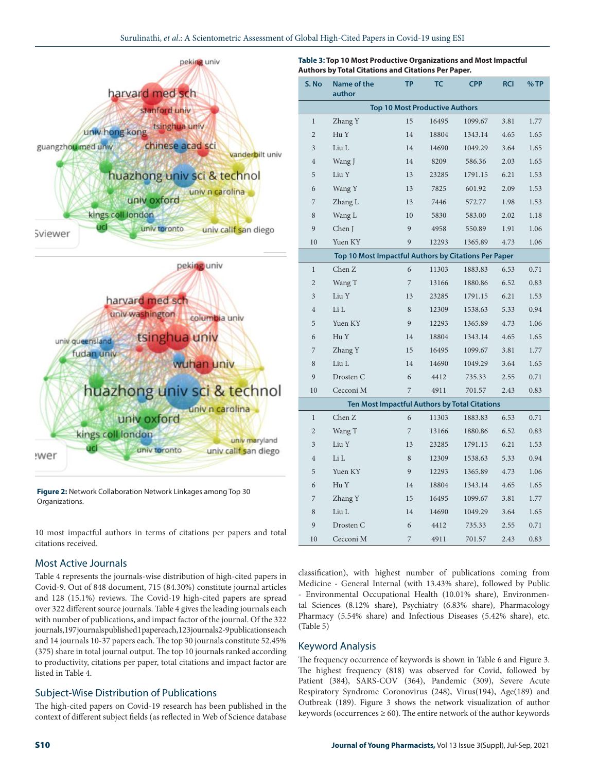Figure 2: Network Collaboration Network Linkages among Top 30 Organizations.

10 most impactful authors in terms of citations per papers and total citations received.

**Table 3: Top 10 Most Productive Organizations and Most Impactful Authors by Total Citations and Citations Per Paper.**

| S. No | Name of the author | TP | TC | CPP | RCI | % TP |
|---|---|---|---|---|---|---|
| **Top 10 Most Productive Authors** | | | | | | |
| 1 | Zhang Y | 15 | 16495 | 1099.67 | 3.81 | 1.77 |
| 2 | Hu Y | 14 | 18804 | 1343.14 | 4.65 | 1.65 |
| 3 | Liu L | 14 | 14690 | 1049.29 | 3.64 | 1.65 |
| 4 | Wang J | 14 | 8209 | 586.36 | 2.03 | 1.65 |
| 5 | Liu Y | 13 | 23285 | 1791.15 | 6.21 | 1.53 |
| 6 | Wang Y | 13 | 7825 | 601.92 | 2.09 | 1.53 |
| 7 | Zhang L | 13 | 7446 | 572.77 | 1.98 | 1.53 |
| 8 | Wang L | 10 | 5830 | 583.00 | 2.02 | 1.18 |
| 9 | Chen J | 9 | 4958 | 550.89 | 1.91 | 1.06 |
| 10 | Yuen KY | 9 | 12293 | 1365.89 | 4.73 | 1.06 |
| **Top 10 Most Impactful Authors by Citations Per Paper** | | | | | | |
| 1 | Chen Z | 6 | 11303 | 1883.83 | 6.53 | 0.71 |
| 2 | Wang T | 7 | 13166 | 1880.86 | 6.52 | 0.83 |
| 3 | Liu Y | 13 | 23285 | 1791.15 | 6.21 | 1.53 |
| 4 | Li L | 8 | 12309 | 1538.63 | 5.33 | 0.94 |
| 5 | Yuen KY | 9 | 12293 | 1365.89 | 4.73 | 1.06 |
| 6 | Hu Y | 14 | 18804 | 1343.14 | 4.65 | 1.65 |
| 7 | Zhang Y | 15 | 16495 | 1099.67 | 3.81 | 1.77 |
| 8 | Liu L | 14 | 14690 | 1049.29 | 3.64 | 1.65 |
| 9 | Drosten C | 6 | 4412 | 735.33 | 2.55 | 0.71 |
| 10 | Cecconi M | 7 | 4911 | 701.57 | 2.43 | 0.83 |
| **Ten Most Impactful Authors by Total Citations** | | | | | | |
| 1 | Chen Z | 6 | 11303 | 1883.83 | 6.53 | 0.71 |
| 2 | Wang T | 7 | 13166 | 1880.86 | 6.52 | 0.83 |
| 3 | Liu Y | 13 | 23285 | 1791.15 | 6.21 | 1.53 |
| 4 | Li L | 8 | 12309 | 1538.63 | 5.33 | 0.94 |
| 5 | Yuen KY | 9 | 12293 | 1365.89 | 4.73 | 1.06 |
| 6 | Hu Y | 14 | 18804 | 1343.14 | 4.65 | 1.65 |
| 7 | Zhang Y | 15 | 16495 | 1099.67 | 3.81 | 1.77 |
| 8 | Liu L | 14 | 14690 | 1049.29 | 3.64 | 1.65 |
| 9 | Drosten C | 6 | 4412 | 735.33 | 2.55 | 0.71 |
| 10 | Cecconi M | 7 | 4911 | 701.57 | 2.43 | 0.83 |

## Most Active Journals

Table 4 represents the journals-wise distribution of high-cited papers in Covid-9. Out of 848 document, 715 (84.30%) constitute journal articles and 128 (15.1%) reviews. The Covid-19 high-cited papers are spread over 322 different source journals. Table 4 gives the leading journals each with number of publications, and impact factor of the journal. Of the 322 journals, 197 journals published 1 paper each, 123 journals 2-9 publications each and 14 journals 10-37 papers each. The top 30 journals constitute 52.45% (375) share in total journal output. The top 10 journals ranked according to productivity, citations per paper, total citations and impact factor are listed in Table 4.

## Subject-Wise Distribution of Publications

The high-cited papers on Covid-19 research has been published in the context of different subject fields (as reflected in Web of Science database classification), with highest number of publications coming from Medicine - General Internal (with 13.43% share), followed by Public - Environmental Occupational Health (10.01% share), Environmental Sciences (8.12% share), Psychiatry (6.83% share), Pharmacology Pharmacy (5.54% share) and Infectious Diseases (5.42% share), etc. (Table 5)

## Keyword Analysis

The frequency occurrence of keywords is shown in Table 6 and Figure 3. The highest frequency (818) was observed for Covid, followed by Patient (384), SARS-COV (364), Pandemic (309), Severe Acute Respiratory Syndrome Coronovirus (248), Virus(194), Age(189) and Outbreak (189). Figure 3 shows the network visualization of author keywords (occurrences ≥ 60). The entire network of the author keywords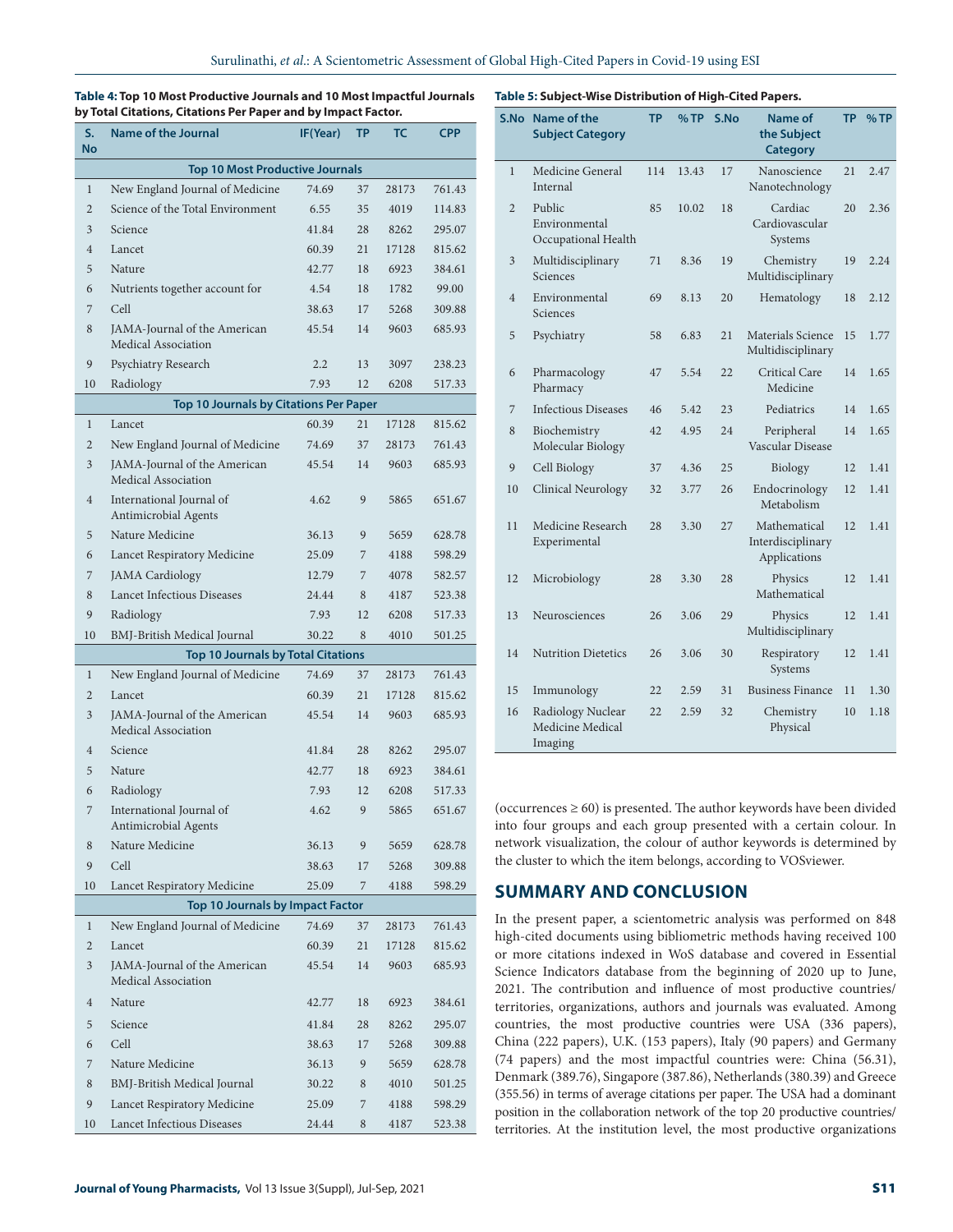**Table 4: Top 10 Most Productive Journals and 10 Most Impactful Journals by Total Citations, Citations Per Paper and by Impact Factor.**

| S. No | Name of the Journal | IF(Year) | TP | TC | CPP |
|---|---|---|---|---|---|
| **Top 10 Most Productive Journals** | | | | | |
| 1 | New England Journal of Medicine | 74.69 | 37 | 28173 | 761.43 |
| 2 | Science of the Total Environment | 6.55 | 35 | 4019 | 114.83 |
| 3 | Science | 41.84 | 28 | 8262 | 295.07 |
| 4 | Lancet | 60.39 | 21 | 17128 | 815.62 |
| 5 | Nature | 42.77 | 18 | 6923 | 384.61 |
| 6 | Nutrients together account for | 4.54 | 18 | 1782 | 99.00 |
| 7 | Cell | 38.63 | 17 | 5268 | 309.88 |
| 8 | JAMA-Journal of the American Medical Association | 45.54 | 14 | 9603 | 685.93 |
| 9 | Psychiatry Research | 2.2 | 13 | 3097 | 238.23 |
| 10 | Radiology | 7.93 | 12 | 6208 | 517.33 |
| **Top 10 Journals by Citations Per Paper** | | | | | |
| 1 | Lancet | 60.39 | 21 | 17128 | 815.62 |
| 2 | New England Journal of Medicine | 74.69 | 37 | 28173 | 761.43 |
| 3 | JAMA-Journal of the American Medical Association | 45.54 | 14 | 9603 | 685.93 |
| 4 | International Journal of Antimicrobial Agents | 4.62 | 9 | 5865 | 651.67 |
| 5 | Nature Medicine | 36.13 | 9 | 5659 | 628.78 |
| 6 | Lancet Respiratory Medicine | 25.09 | 7 | 4188 | 598.29 |
| 7 | JAMA Cardiology | 12.79 | 7 | 4078 | 582.57 |
| 8 | Lancet Infectious Diseases | 24.44 | 8 | 4187 | 523.38 |
| 9 | Radiology | 7.93 | 12 | 6208 | 517.33 |
| 10 | BMJ-British Medical Journal | 30.22 | 8 | 4010 | 501.25 |
| **Top 10 Journals by Total Citations** | | | | | |
| 1 | New England Journal of Medicine | 74.69 | 37 | 28173 | 761.43 |
| 2 | Lancet | 60.39 | 21 | 17128 | 815.62 |
| 3 | JAMA-Journal of the American Medical Association | 45.54 | 14 | 9603 | 685.93 |
| 4 | Science | 41.84 | 28 | 8262 | 295.07 |
| 5 | Nature | 42.77 | 18 | 6923 | 384.61 |
| 6 | Radiology | 7.93 | 12 | 6208 | 517.33 |
| 7 | International Journal of Antimicrobial Agents | 4.62 | 9 | 5865 | 651.67 |
| 8 | Nature Medicine | 36.13 | 9 | 5659 | 628.78 |
| 9 | Cell | 38.63 | 17 | 5268 | 309.88 |
| 10 | Lancet Respiratory Medicine | 25.09 | 7 | 4188 | 598.29 |
| **Top 10 Journals by Impact Factor** | | | | | |
| 1 | New England Journal of Medicine | 74.69 | 37 | 28173 | 761.43 |
| 2 | Lancet | 60.39 | 21 | 17128 | 815.62 |
| 3 | JAMA-Journal of the American Medical Association | 45.54 | 14 | 9603 | 685.93 |
| 4 | Nature | 42.77 | 18 | 6923 | 384.61 |
| 5 | Science | 41.84 | 28 | 8262 | 295.07 |
| 6 | Cell | 38.63 | 17 | 5268 | 309.88 |
| 7 | Nature Medicine | 36.13 | 9 | 5659 | 628.78 |
| 8 | BMJ-British Medical Journal | 30.22 | 8 | 4010 | 501.25 |
| 9 | Lancet Respiratory Medicine | 25.09 | 7 | 4188 | 598.29 |
| 10 | Lancet Infectious Diseases | 24.44 | 8 | 4187 | 523.38 |

**Table 5: Subject-Wise Distribution of High-Cited Papers.**

| S.No | Name of the Subject Category | TP | % TP | S.No | Name of the Subject Category | TP | % TP |
|---|---|---|---|---|---|---|---|
| 1 | Medicine General Internal | 114 | 13.43 | 17 | Nanoscience Nanotechnology | 21 | 2.47 |
| 2 | Public Environmental Occupational Health | 85 | 10.02 | 18 | Cardiac Cardiovascular Systems | 20 | 2.36 |
| 3 | Multidisciplinary Sciences | 71 | 8.36 | 19 | Chemistry Multidisciplinary | 19 | 2.24 |
| 4 | Environmental Sciences | 69 | 8.13 | 20 | Hematology | 18 | 2.12 |
| 5 | Psychiatry | 58 | 6.83 | 21 | Materials Science Multidisciplinary | 15 | 1.77 |
| 6 | Pharmacology Pharmacy | 47 | 5.54 | 22 | Critical Care Medicine | 14 | 1.65 |
| 7 | Infectious Diseases | 46 | 5.42 | 23 | Pediatrics | 14 | 1.65 |
| 8 | Biochemistry Molecular Biology | 42 | 4.95 | 24 | Peripheral Vascular Disease | 14 | 1.65 |
| 9 | Cell Biology | 37 | 4.36 | 25 | Biology | 12 | 1.41 |
| 10 | Clinical Neurology | 32 | 3.77 | 26 | Endocrinology Metabolism | 12 | 1.41 |
| 11 | Medicine Research Experimental | 28 | 3.30 | 27 | Mathematical Interdisciplinary Applications | 12 | 1.41 |
| 12 | Microbiology | 28 | 3.30 | 28 | Physics Mathematical | 12 | 1.41 |
| 13 | Neurosciences | 26 | 3.06 | 29 | Physics Multidisciplinary | 12 | 1.41 |
| 14 | Nutrition Dietetics | 26 | 3.06 | 30 | Respiratory Systems | 12 | 1.41 |
| 15 | Immunology | 22 | 2.59 | 31 | Business Finance | 11 | 1.30 |
| 16 | Radiology Nuclear Medicine Medical Imaging | 22 | 2.59 | 32 | Chemistry Physical | 10 | 1.18 |

(occurrences ≥ 60) is presented. The author keywords have been divided into four groups and each group presented with a certain colour. In network visualization, the colour of author keywords is determined by the cluster to which the item belongs, according to VOSviewer.

## SUMMARY AND CONCLUSION

In the present paper, a scientometric analysis was performed on 848 high-cited documents using bibliometric methods having received 100 or more citations indexed in WoS database and covered in Essential Science Indicators database from the beginning of 2020 up to June, 2021. The contribution and influence of most productive countries/territories, organizations, authors and journals was evaluated. Among countries, the most productive countries were USA (336 papers), China (222 papers), U.K. (153 papers), Italy (90 papers) and Germany (74 papers) and the most impactful countries were: China (56.31), Denmark (389.76), Singapore (387.86), Netherlands (380.39) and Greece (355.56) in terms of average citations per paper. The USA had a dominant position in the collaboration network of the top 20 productive countries/territories. At the institution level, the most productive organizations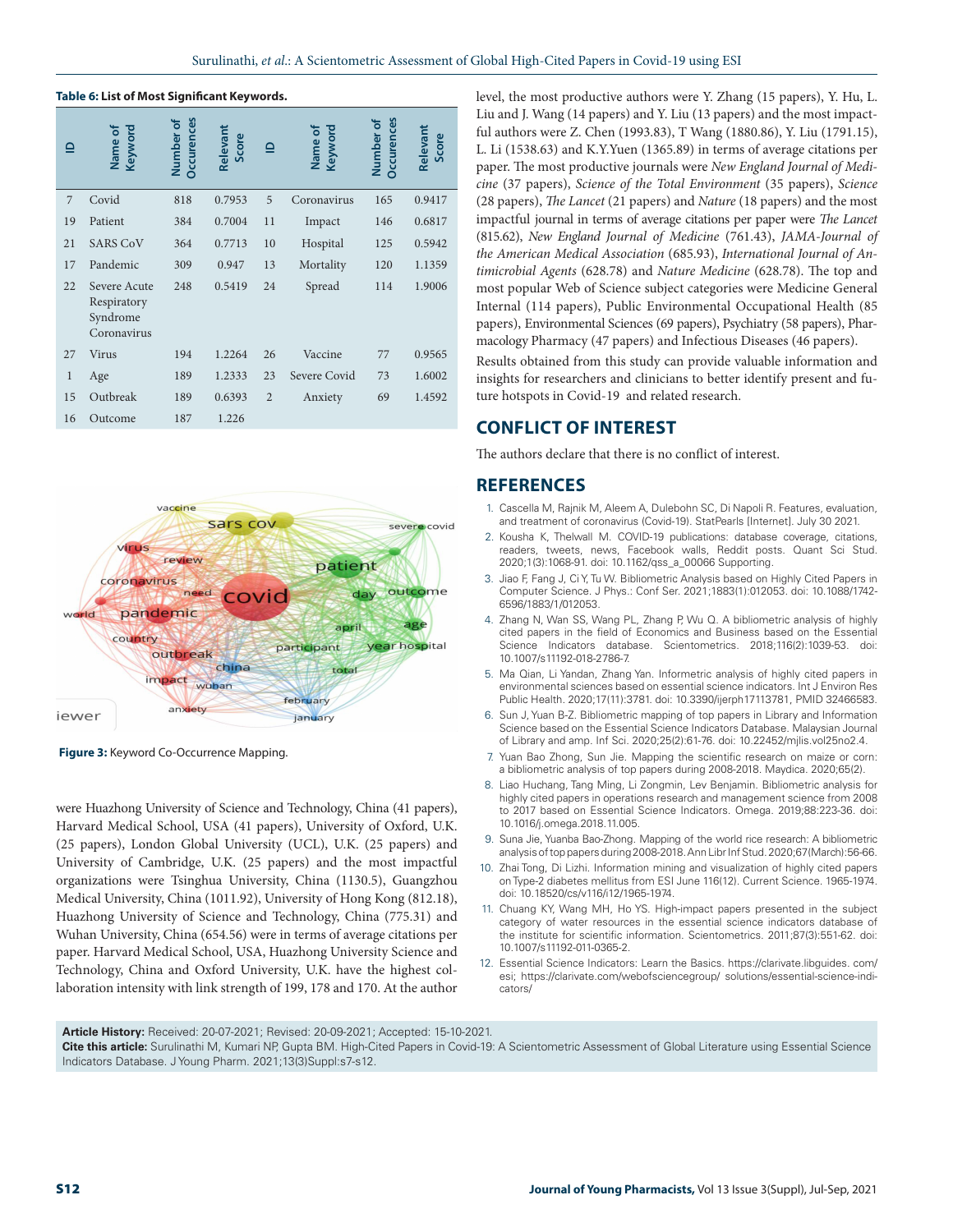**Table 6: List of Most Significant Keywords.**

| ID | Name of Keyword | Number of Occurences | Relevant Score | ID | Name of Keyword | Number of Occurences | Relevant Score |
|---|---|---|---|---|---|---|---|
| 7 | Covid | 818 | 0.7953 | 5 | Coronavirus | 165 | 0.9417 |
| 19 | Patient | 384 | 0.7004 | 11 | Impact | 146 | 0.6817 |
| 21 | SARS CoV | 364 | 0.7713 | 10 | Hospital | 125 | 0.5942 |
| 17 | Pandemic | 309 | 0.947 | 13 | Mortality | 120 | 1.1359 |
| 22 | Severe Acute Respiratory Syndrome Coronavirus | 248 | 0.5419 | 24 | Spread | 114 | 1.9006 |
| 27 | Virus | 194 | 1.2264 | 26 | Vaccine | 77 | 0.9565 |
| 1 | Age | 189 | 1.2333 | 23 | Severe Covid | 73 | 1.6002 |
| 15 | Outbreak | 189 | 0.6393 | 2 | Anxiety | 69 | 1.4592 |
| 16 | Outcome | 187 | 1.226 | | | | |

vaccine
sars cov
severe covid
virus
review
patient
coronavirus
need
covid
day
outcome
world
pandemic
april
age
country
participant
year hospital
outbreak
china
total
impact
wuhan
february
anxiety
january
iewer

**Figure 3:** Keyword Co-Occurrence Mapping.

were Huazhong University of Science and Technology, China (41 papers), Harvard Medical School, USA (41 papers), University of Oxford, U.K. (25 papers), London Global University (UCL), U.K. (25 papers) and University of Cambridge, U.K. (25 papers) and the most impactful organizations were Tsinghua University, China (1130.5), Guangzhou Medical University, China (1011.92), University of Hong Kong (812.18), Huazhong University of Science and Technology, China (775.31) and Wuhan University, China (654.56) were in terms of average citations per paper. Harvard Medical School, USA, Huazhong University Science and Technology, China and Oxford University, U.K. have the highest collaboration intensity with link strength of 199, 178 and 170. At the author level, the most productive authors were Y. Zhang (15 papers), Y. Hu, L. Liu and J. Wang (14 papers) and Y. Liu (13 papers) and the most impactful authors were Z. Chen (1993.83), T Wang (1880.86), Y. Liu (1791.15), L. Li (1538.63) and K.Y.Yuen (1365.89) in terms of average citations per paper. The most productive journals were *New England Journal of Medicine* (37 papers), *Science of the Total Environment* (35 papers), *Science* (28 papers), *The Lancet* (21 papers) and *Nature* (18 papers) and the most impactful journal in terms of average citations per paper were *The Lancet* (815.62), *New England Journal of Medicine* (761.43), *JAMA-Journal of the American Medical Association* (685.93), *International Journal of Antimicrobial Agents* (628.78) and *Nature Medicine* (628.78). The top and most popular Web of Science subject categories were Medicine General Internal (114 papers), Public Environmental Occupational Health (85 papers), Environmental Sciences (69 papers), Psychiatry (58 papers), Pharmacology Pharmacy (47 papers) and Infectious Diseases (46 papers).

Results obtained from this study can provide valuable information and insights for researchers and clinicians to better identify present and future hotspots in Covid-19 and related research.

## CONFLICT OF INTEREST

The authors declare that there is no conflict of interest.

## REFERENCES

1. Cascella M, Rajnik M, Aleem A, Dulebohn SC, Di Napoli R. Features, evaluation, and treatment of coronavirus (Covid-19). StatPearls [Internet]. July 30 2021.
2. Kousha K, Thelwall M. COVID-19 publications: database coverage, citations, readers, tweets, news, Facebook walls, Reddit posts. Quant Sci Stud. 2020;1(3):1068-91. doi: 10.1162/qss_a_00066 Supporting.
3. Jiao F, Fang J, Ci Y, Tu W. Bibliometric Analysis based on Highly Cited Papers in Computer Science. J Phys.: Conf Ser. 2021;1883(1):012053. doi: 10.1088/1742-6596/1883/1/012053.
4. Zhang N, Wan SS, Wang PL, Zhang P, Wu Q. A bibliometric analysis of highly cited papers in the field of Economics and Business based on the Essential Science Indicators database. Scientometrics. 2018;116(2):1039-53. doi: 10.1007/s11192-018-2786-7.
5. Ma Qian, Li Yandan, Zhang Yan. Informetric analysis of highly cited papers in environmental sciences based on essential science indicators. Int J Environ Res Public Health. 2020;17(11):3781. doi: 10.3390/ijerph17113781, PMID 32466583.
6. Sun J, Yuan B-Z. Bibliometric mapping of top papers in Library and Information Science based on the Essential Science Indicators Database. Malaysian Journal of Library and amp. Inf Sci. 2020;25(2):61-76. doi: 10.22452/mjlis.vol25no2.4.
7. Yuan Bao Zhong, Sun Jie. Mapping the scientific research on maize or corn: a bibliometric analysis of top papers during 2008-2018. Maydica. 2020;65(2).
8. Liao Huchang, Tang Ming, Li Zongmin, Lev Benjamin. Bibliometric analysis for highly cited papers in operations research and management science from 2008 to 2017 based on Essential Science Indicators. Omega. 2019;88:223-36. doi: 10.1016/j.omega.2018.11.005.
9. Suna Jie, Yuanba Bao-Zhong. Mapping of the world rice research: A bibliometric analysis of top papers during 2008-2018. Ann Libr Inf Stud. 2020;67(March):56-66.
10. Zhai Tong, Di Lizhi. Information mining and visualization of highly cited papers on Type-2 diabetes mellitus from ESI June 116(12). Current Science. 1965-1974. doi: 10.18520/cs/v116/i12/1965-1974.
11. Chuang KY, Wang MH, Ho YS. High-impact papers presented in the subject category of water resources in the essential science indicators database of the institute for scientific information. Scientometrics. 2011;87(3):551-62. doi: 10.1007/s11192-011-0365-2.
12. Essential Science Indicators: Learn the Basics. https://clarivate.libguides.com/esi; https://clarivate.com/webofsciencegroup/ solutions/essential-science-indicators/

**Article History:** Received: 20-07-2021; Revised: 20-09-2021; Accepted: 15-10-2021.
**Cite this article:** Surulinathi M, Kumari NP, Gupta BM. High-Cited Papers in Covid-19: A Scientometric Assessment of Global Literature using Essential Science Indicators Database. J Young Pharm. 2021;13(3)Suppl:s7-s12.